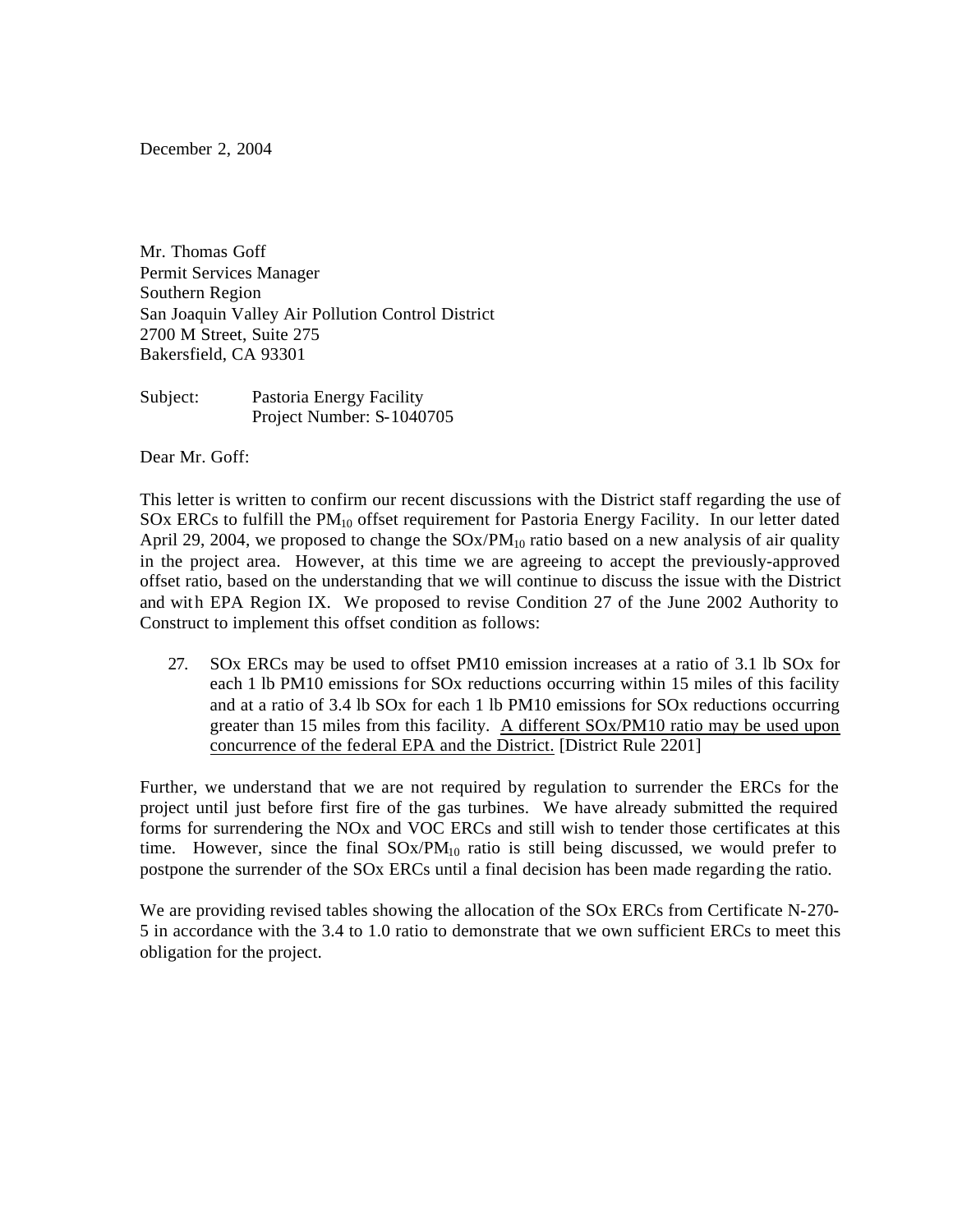December 2, 2004

Mr. Thomas Goff
Permit Services Manager
Southern Region
San Joaquin Valley Air Pollution Control District
2700 M Street, Suite 275
Bakersfield, CA 93301

Subject: Pastoria Energy Facility
Project Number: S-1040705

Dear Mr. Goff:

This letter is written to confirm our recent discussions with the District staff regarding the use of SOx ERCs to fulfill the $PM_{10}$ offset requirement for Pastoria Energy Facility. In our letter dated April 29, 2004, we proposed to change the SOx/$PM_{10}$ ratio based on a new analysis of air quality in the project area. However, at this time we are agreeing to accept the previously-approved offset ratio, based on the understanding that we will continue to discuss the issue with the District and with EPA Region IX. We proposed to revise Condition 27 of the June 2002 Authority to Construct to implement this offset condition as follows:

27. SOx ERCs may be used to offset PM10 emission increases at a ratio of 3.1 lb SOx for each 1 lb PM10 emissions for SOx reductions occurring within 15 miles of this facility and at a ratio of 3.4 lb SOx for each 1 lb PM10 emissions for SOx reductions occurring greater than 15 miles from this facility. <u>A different SOx/PM10 ratio may be used upon concurrence of the federal EPA and the District.</u> [District Rule 2201]

Further, we understand that we are not required by regulation to surrender the ERCs for the project until just before first fire of the gas turbines. We have already submitted the required forms for surrendering the NOx and VOC ERCs and still wish to tender those certificates at this time. However, since the final SOx/$PM_{10}$ ratio is still being discussed, we would prefer to postpone the surrender of the SOx ERCs until a final decision has been made regarding the ratio.

We are providing revised tables showing the allocation of the SOx ERCs from Certificate N-270-5 in accordance with the 3.4 to 1.0 ratio to demonstrate that we own sufficient ERCs to meet this obligation for the project.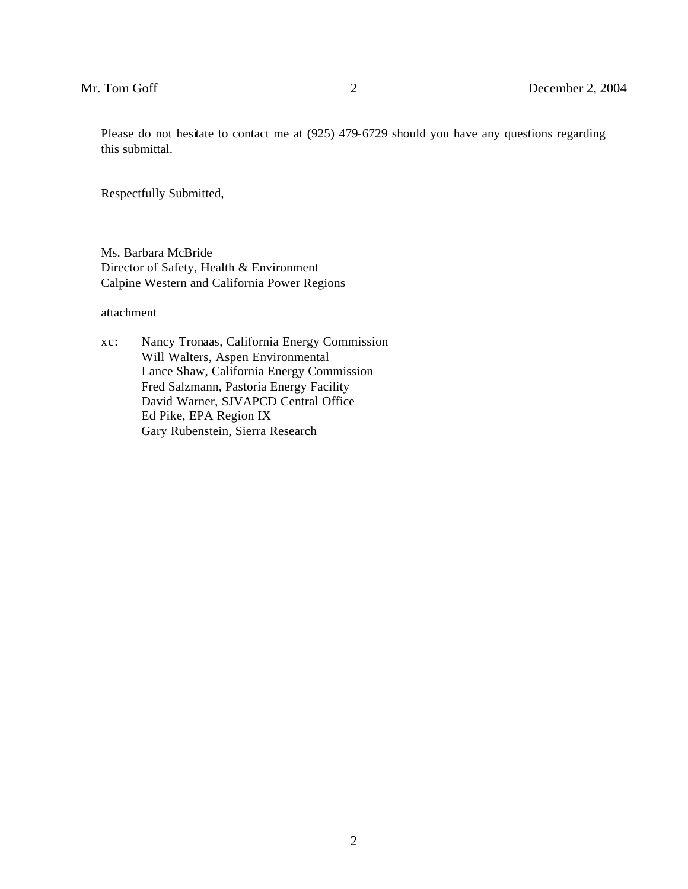Please do not hesitate to contact me at (925) 479-6729 should you have any questions regarding this submittal.

Respectfully Submitted,

Ms. Barbara McBride
Director of Safety, Health & Environment
Calpine Western and California Power Regions

attachment

xc: Nancy Tronaas, California Energy Commission
Will Walters, Aspen Environmental
Lance Shaw, California Energy Commission
Fred Salzmann, Pastoria Energy Facility
David Warner, SJVAPCD Central Office
Ed Pike, EPA Region IX
Gary Rubenstein, Sierra Research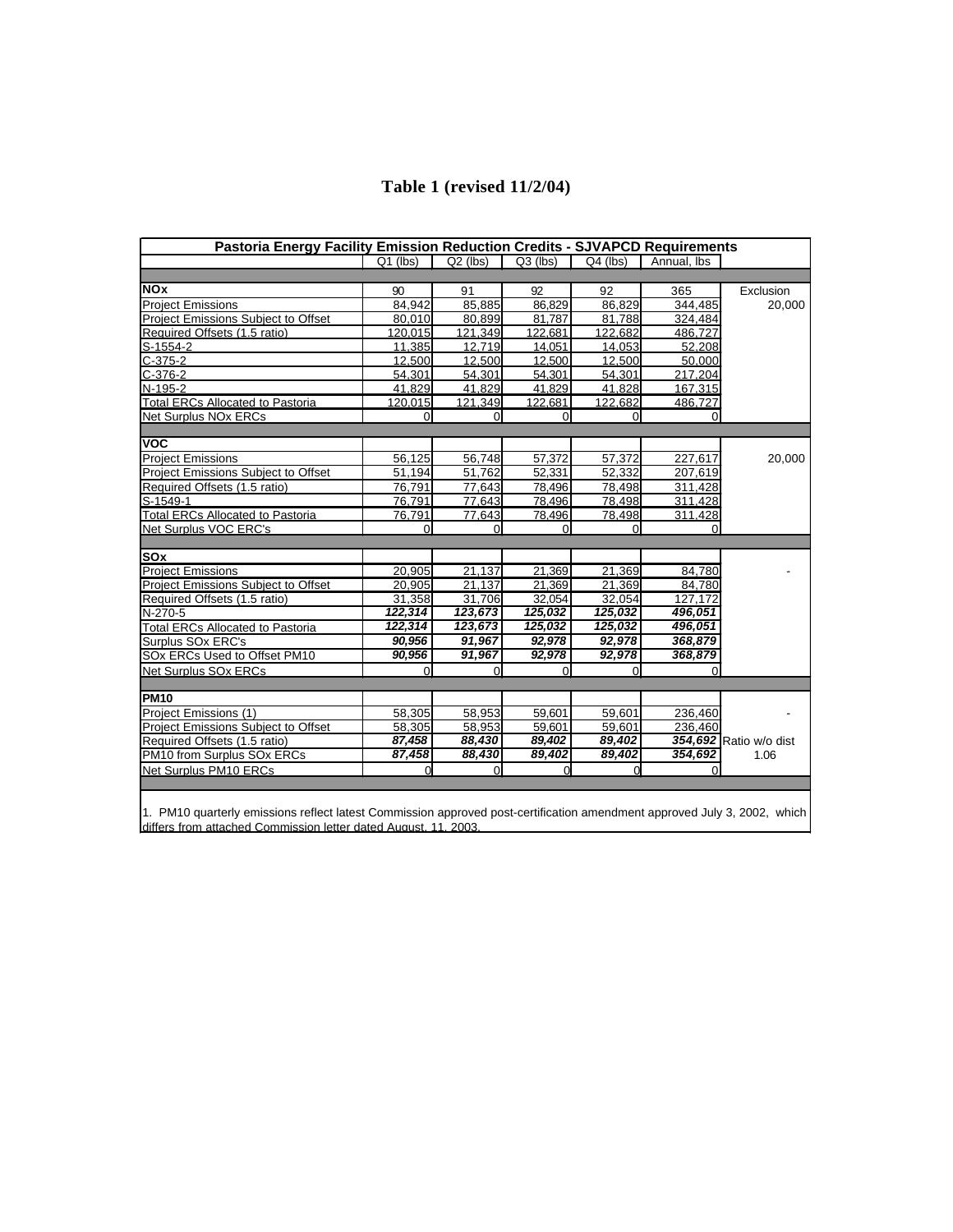# Table 1 (revised 11/2/04)

| Pastoria Energy Facility Emission Reduction Credits - SJVAPCD Requirements | Q1 (lbs) | Q2 (lbs) | Q3 (lbs) | Q4 (lbs) | Annual, lbs | |
|---|---|---|---|---|---|---|
| **NOx** | 90 | 91 | 92 | 92 | 365 | Exclusion |
| Project Emissions | 84,942 | 85,885 | 86,829 | 86,829 | 344,485 | 20,000 |
| Project Emissions Subject to Offset | 80,010 | 80,899 | 81,787 | 81,788 | 324,484 | |
| Required Offsets (1.5 ratio) | 120,015 | 121,349 | 122,681 | 122,682 | 486,727 | |
| S-1554-2 | 11,385 | 12,719 | 14,051 | 14,053 | 52,208 | |
| C-375-2 | 12,500 | 12,500 | 12,500 | 12,500 | 50,000 | |
| C-376-2 | 54,301 | 54,301 | 54,301 | 54,301 | 217,204 | |
| N-195-2 | 41,829 | 41,829 | 41,829 | 41,828 | 167,315 | |
| Total ERCs Allocated to Pastoria | 120,015 | 121,349 | 122,681 | 122,682 | 486,727 | |
| Net Surplus NOx ERCs | 0 | 0 | 0 | 0 | 0 | |
| **VOC** | | | | | | |
| Project Emissions | 56,125 | 56,748 | 57,372 | 57,372 | 227,617 | 20,000 |
| Project Emissions Subject to Offset | 51,194 | 51,762 | 52,331 | 52,332 | 207,619 | |
| Required Offsets (1.5 ratio) | 76,791 | 77,643 | 78,496 | 78,498 | 311,428 | |
| S-1549-1 | 76,791 | 77,643 | 78,496 | 78,498 | 311,428 | |
| Total ERCs Allocated to Pastoria | 76,791 | 77,643 | 78,496 | 78,498 | 311,428 | |
| Net Surplus VOC ERC's | 0 | 0 | 0 | 0 | 0 | |
| **SOx** | | | | | | |
| Project Emissions | 20,905 | 21,137 | 21,369 | 21,369 | 84,780 | - |
| Project Emissions Subject to Offset | 20,905 | 21,137 | 21,369 | 21,369 | 84,780 | |
| Required Offsets (1.5 ratio) | 31,358 | 31,706 | 32,054 | 32,054 | 127,172 | |
| N-270-5 | ***122,314*** | ***123,673*** | ***125,032*** | ***125,032*** | ***496,051*** | |
| Total ERCs Allocated to Pastoria | ***122,314*** | ***123,673*** | ***125,032*** | ***125,032*** | ***496,051*** | |
| Surplus SOx ERC's | ***90,956*** | ***91,967*** | ***92,978*** | ***92,978*** | ***368,879*** | |
| SOx ERCs Used to Offset PM10 | ***90,956*** | ***91,967*** | ***92,978*** | ***92,978*** | ***368,879*** | |
| Net Surplus SOx ERCs | 0 | 0 | 0 | 0 | 0 | |
| **PM10** | | | | | | |
| Project Emissions (1) | 58,305 | 58,953 | 59,601 | 59,601 | 236,460 | - |
| Project Emissions Subject to Offset | 58,305 | 58,953 | 59,601 | 59,601 | 236,460 | |
| Required Offsets (1.5 ratio) | ***87,458*** | ***88,430*** | ***89,402*** | ***89,402*** | ***354,692*** | Ratio w/o dist |
| PM10 from Surplus SOx ERCs | ***87,458*** | ***88,430*** | ***89,402*** | ***89,402*** | ***354,692*** | 1.06 |
| Net Surplus PM10 ERCs | 0 | 0 | 0 | 0 | 0 | |

1. PM10 quarterly emissions reflect latest Commission approved post-certification amendment approved July 3, 2002, which differs from attached Commission letter dated August, 11, 2003.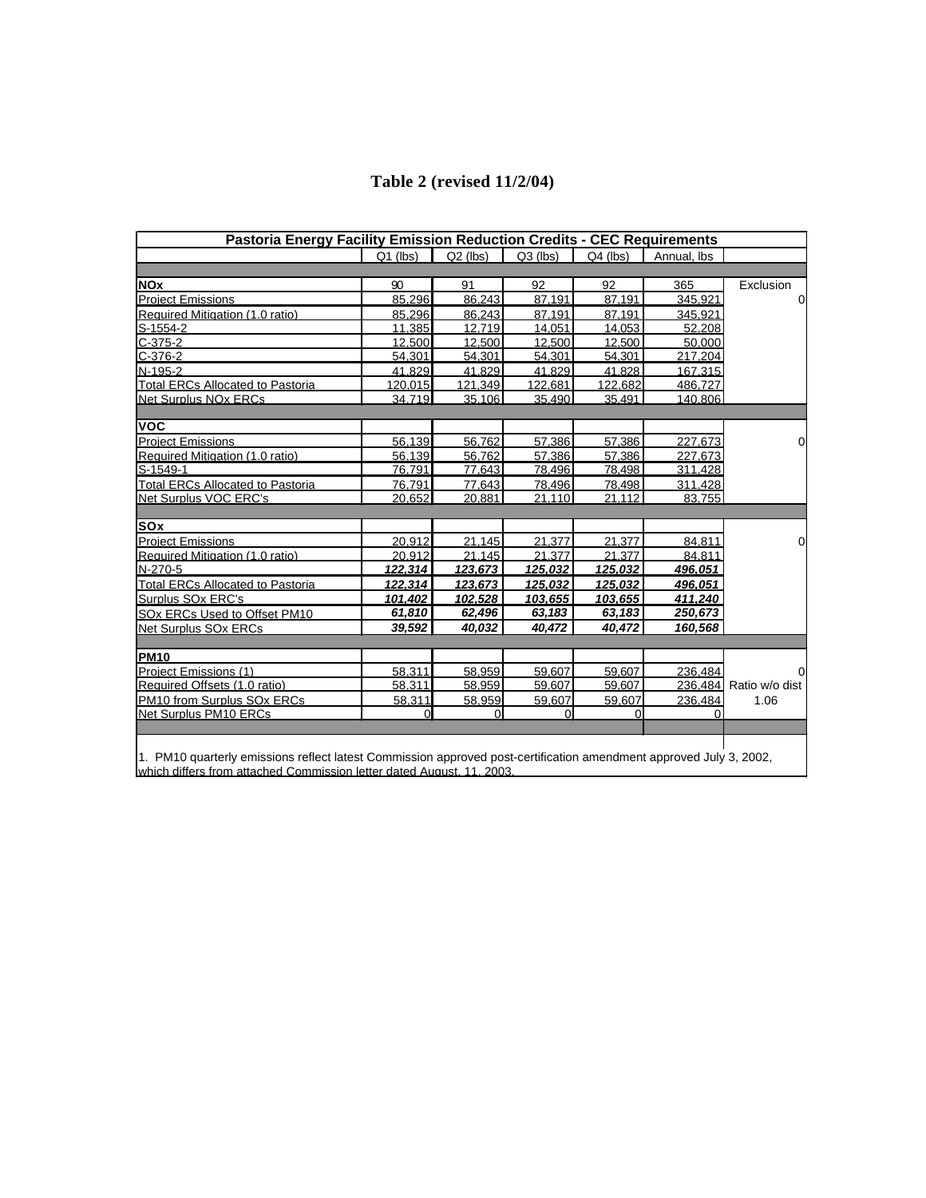# Table 2 (revised 11/2/04)

| Pastoria Energy Facility Emission Reduction Credits - CEC Requirements | | | | | | |
|---|---|---|---|---|---|---|
| | Q1 (lbs) | Q2 (lbs) | Q3 (lbs) | Q4 (lbs) | Annual, lbs | |
| **NOx** | 90 | 91 | 92 | 92 | 365 | Exclusion |
| Project Emissions | 85,296 | 86,243 | 87,191 | 87,191 | 345,921 | 0 |
| Required Mitigation (1.0 ratio) | 85,296 | 86,243 | 87,191 | 87,191 | 345,921 | |
| S-1554-2 | 11,385 | 12,719 | 14,051 | 14,053 | 52,208 | |
| C-375-2 | 12,500 | 12,500 | 12,500 | 12,500 | 50,000 | |
| C-376-2 | 54,301 | 54,301 | 54,301 | 54,301 | 217,204 | |
| N-195-2 | 41,829 | 41,829 | 41,829 | 41,828 | 167,315 | |
| Total ERCs Allocated to Pastoria | 120,015 | 121,349 | 122,681 | 122,682 | 486,727 | |
| Net Surplus NOx ERCs | 34,719 | 35,106 | 35,490 | 35,491 | 140,806 | |
| **VOC** | | | | | | |
| Project Emissions | 56,139 | 56,762 | 57,386 | 57,386 | 227,673 | 0 |
| Required Mitigation (1.0 ratio) | 56,139 | 56,762 | 57,386 | 57,386 | 227,673 | |
| S-1549-1 | 76,791 | 77,643 | 78,496 | 78,498 | 311,428 | |
| Total ERCs Allocated to Pastoria | 76,791 | 77,643 | 78,496 | 78,498 | 311,428 | |
| Net Surplus VOC ERC's | 20,652 | 20,881 | 21,110 | 21,112 | 83,755 | |
| **SOx** | | | | | | |
| Project Emissions | 20,912 | 21,145 | 21,377 | 21,377 | 84,811 | 0 |
| Required Mitigation (1.0 ratio) | 20,912 | 21,145 | 21,377 | 21,377 | 84,811 | |
| N-270-5 | ***122,314*** | ***123,673*** | ***125,032*** | ***125,032*** | ***496,051*** | |
| Total ERCs Allocated to Pastoria | ***122,314*** | ***123,673*** | ***125,032*** | ***125,032*** | ***496,051*** | |
| Surplus SOx ERC's | ***101,402*** | ***102,528*** | ***103,655*** | ***103,655*** | ***411,240*** | |
| SOx ERCs Used to Offset PM10 | ***61,810*** | ***62,496*** | ***63,183*** | ***63,183*** | ***250,673*** | |
| Net Surplus SOx ERCs | ***39,592*** | ***40,032*** | ***40,472*** | ***40,472*** | ***160,568*** | |
| **PM10** | | | | | | |
| Project Emissions (1) | 58,311 | 58,959 | 59,607 | 59,607 | 236,484 | 0 |
| Required Offsets (1.0 ratio) | 58,311 | 58,959 | 59,607 | 59,607 | 236,484 | Ratio w/o dist |
| PM10 from Surplus SOx ERCs | 58,311 | 58,959 | 59,607 | 59,607 | 236,484 | 1.06 |
| Net Surplus PM10 ERCs | 0 | 0 | 0 | 0 | 0 | |

1. PM10 quarterly emissions reflect latest Commission approved post-certification amendment approved July 3, 2002, which differs from attached Commission letter dated August, 11, 2003.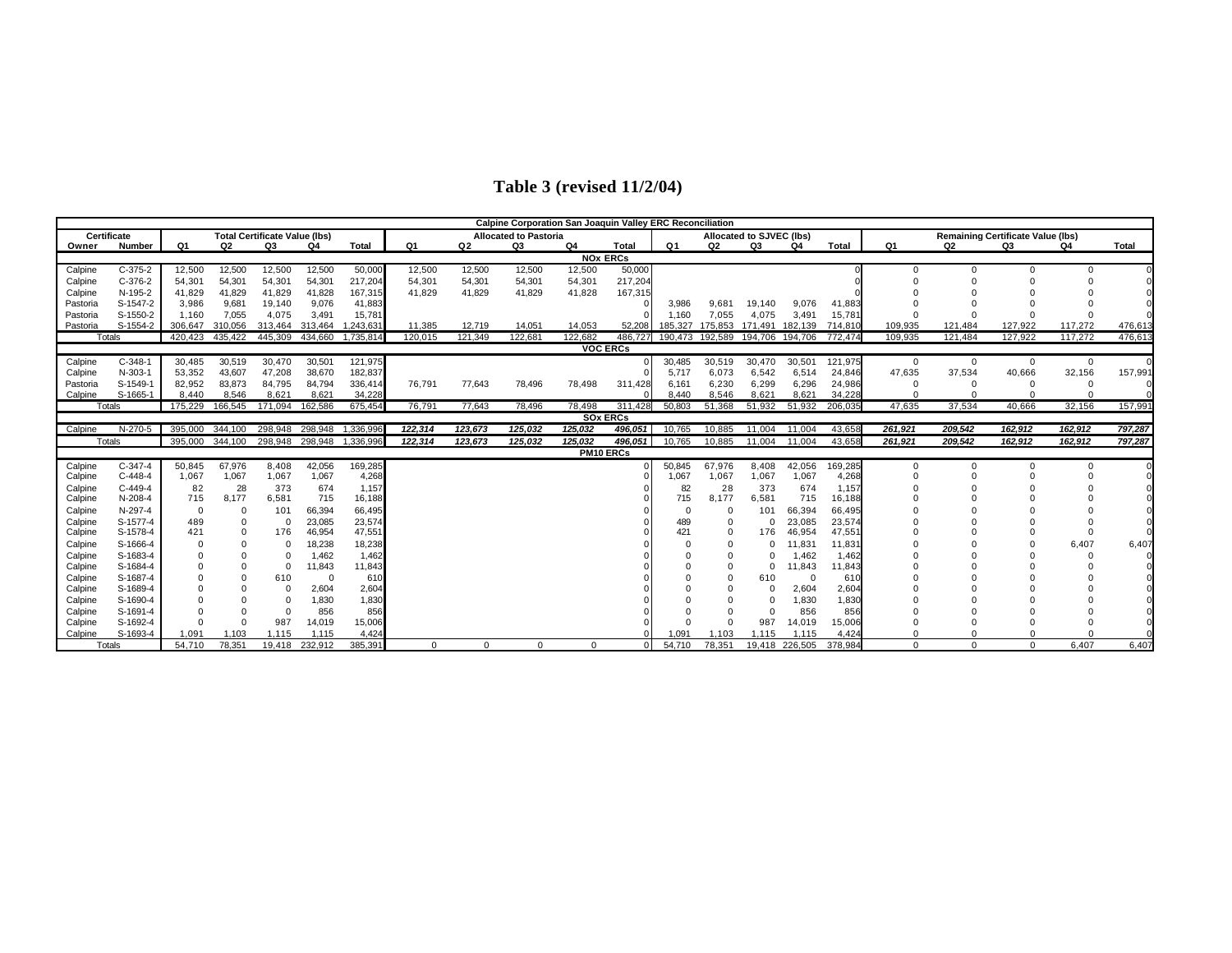# Table 3 (revised 11/2/04)

| Calpine Corporation San Joaquin Valley ERC Reconciliation | | | | | | | | | | | | | | | | | | | | | | | | | | |
|---|---|---|---|---|---|---|---|---|---|---|---|---|---|---|---|---|---|---|---|---|---|---|---|---|---|---|
| Certificate | | Total Certificate Value (lbs) | | | | | Allocated to Pastoria | | | | | Allocated to SJVEC (lbs) | | | | | Remaining Certificate Value (lbs) | | | | |
| Owner | Number | Q1 | Q2 | Q3 | Q4 | Total | Q1 | Q2 | Q3 | Q4 | Total | Q1 | Q2 | Q3 | Q4 | Total | Q1 | Q2 | Q3 | Q4 | Total |
| **NOx ERCs** | | | | | | | | | | | | | | | | | | | | | |
| Calpine | C-375-2 | 12,500 | 12,500 | 12,500 | 12,500 | 50,000 | 12,500 | 12,500 | 12,500 | 12,500 | 50,000 | | | | | 0 | 0 | 0 | 0 | 0 | 0 |
| Calpine | C-376-2 | 54,301 | 54,301 | 54,301 | 54,301 | 217,204 | 54,301 | 54,301 | 54,301 | 54,301 | 217,204 | | | | | 0 | 0 | 0 | 0 | 0 | 0 |
| Calpine | N-195-2 | 41,829 | 41,829 | 41,829 | 41,828 | 167,315 | 41,829 | 41,829 | 41,829 | 41,828 | 167,315 | | | | | 0 | 0 | 0 | 0 | 0 | 0 |
| Pastoria | S-1547-2 | 3,986 | 9,681 | 19,140 | 9,076 | 41,883 | | | | | 0 | 3,986 | 9,681 | 19,140 | 9,076 | 41,883 | 0 | 0 | 0 | 0 | 0 |
| Pastoria | S-1550-2 | 1,160 | 7,055 | 4,075 | 3,491 | 15,781 | | | | | 0 | 1,160 | 7,055 | 4,075 | 3,491 | 15,781 | 0 | 0 | 0 | 0 | 0 |
| Pastoria | S-1554-2 | 306,647 | 310,056 | 313,464 | 313,464 | 1,243,631 | 11,385 | 12,719 | 14,051 | 14,053 | 52,208 | 185,327 | 175,853 | 171,491 | 182,139 | 714,810 | 109,935 | 121,484 | 127,922 | 117,272 | 476,613 |
| Totals | | 420,423 | 435,422 | 445,309 | 434,660 | 1,735,814 | 120,015 | 121,349 | 122,681 | 122,682 | 486,727 | 190,473 | 192,589 | 194,706 | 194,706 | 772,474 | 109,935 | 121,484 | 127,922 | 117,272 | 476,613 |
| **VOC ERCs** | | | | | | | | | | | | | | | | | | | | | |
| Calpine | C-348-1 | 30,485 | 30,519 | 30,470 | 30,501 | 121,975 | | | | | 0 | 30,485 | 30,519 | 30,470 | 30,501 | 121,975 | 0 | 0 | 0 | 0 | 0 |
| Calpine | N-303-1 | 53,352 | 43,607 | 47,208 | 38,670 | 182,837 | | | | | 0 | 5,717 | 6,073 | 6,542 | 6,514 | 24,846 | 47,635 | 37,534 | 40,666 | 32,156 | 157,991 |
| Pastoria | S-1549-1 | 82,952 | 83,873 | 84,795 | 84,794 | 336,414 | 76,791 | 77,643 | 78,496 | 78,498 | 311,428 | 6,161 | 6,230 | 6,299 | 6,296 | 24,986 | 0 | 0 | 0 | 0 | 0 |
| Calpine | S-1665-1 | 8,440 | 8,546 | 8,621 | 8,621 | 34,228 | | | | | 0 | 8,440 | 8,546 | 8,621 | 8,621 | 34,228 | 0 | 0 | 0 | 0 | 0 |
| Totals | | 175,229 | 166,545 | 171,094 | 162,586 | 675,454 | 76,791 | 77,643 | 78,496 | 78,498 | 311,428 | 50,803 | 51,368 | 51,932 | 51,932 | 206,035 | 47,635 | 37,534 | 40,666 | 32,156 | 157,991 |
| **SOx ERCs** | | | | | | | | | | | | | | | | | | | | | |
| Calpine | N-270-5 | 395,000 | 344,100 | 298,948 | 298,948 | 1,336,996 | *122,314* | *123,673* | *125,032* | *125,032* | *496,051* | 10,765 | 10,885 | 11,004 | 11,004 | 43,658 | *261,921* | *209,542* | *162,912* | *162,912* | *797,287* |
| Totals | | 395,000 | 344,100 | 298,948 | 298,948 | 1,336,996 | *122,314* | *123,673* | *125,032* | *125,032* | *496,051* | 10,765 | 10,885 | 11,004 | 11,004 | 43,658 | *261,921* | *209,542* | *162,912* | *162,912* | *797,287* |
| **PM10 ERCs** | | | | | | | | | | | | | | | | | | | | | |
| Calpine | C-347-4 | 50,845 | 67,976 | 8,408 | 42,056 | 169,285 | | | | | 0 | 50,845 | 67,976 | 8,408 | 42,056 | 169,285 | 0 | 0 | 0 | 0 | 0 |
| Calpine | C-448-4 | 1,067 | 1,067 | 1,067 | 1,067 | 4,268 | | | | | 0 | 1,067 | 1,067 | 1,067 | 1,067 | 4,268 | 0 | 0 | 0 | 0 | 0 |
| Calpine | C-449-4 | 82 | 28 | 373 | 674 | 1,157 | | | | | 0 | 82 | 28 | 373 | 674 | 1,157 | 0 | 0 | 0 | 0 | 0 |
| Calpine | N-208-4 | 715 | 8,177 | 6,581 | 715 | 16,188 | | | | | 0 | 715 | 8,177 | 6,581 | 715 | 16,188 | 0 | 0 | 0 | 0 | 0 |
| Calpine | N-297-4 | 0 | 0 | 101 | 66,394 | 66,495 | | | | | 0 | 0 | 0 | 101 | 66,394 | 66,495 | 0 | 0 | 0 | 0 | 0 |
| Calpine | S-1577-4 | 489 | 0 | 0 | 23,085 | 23,574 | | | | | 0 | 489 | 0 | 0 | 23,085 | 23,574 | 0 | 0 | 0 | 0 | 0 |
| Calpine | S-1578-4 | 421 | 0 | 176 | 46,954 | 47,551 | | | | | 0 | 421 | 0 | 176 | 46,954 | 47,551 | 0 | 0 | 0 | 0 | 0 |
| Calpine | S-1666-4 | 0 | 0 | 0 | 18,238 | 18,238 | | | | | 0 | 0 | 0 | 0 | 11,831 | 11,831 | 0 | 0 | 0 | 6,407 | 6,407 |
| Calpine | S-1683-4 | 0 | 0 | 0 | 1,462 | 1,462 | | | | | 0 | 0 | 0 | 0 | 1,462 | 1,462 | 0 | 0 | 0 | 0 | 0 |
| Calpine | S-1684-4 | 0 | 0 | 0 | 11,843 | 11,843 | | | | | 0 | 0 | 0 | 0 | 11,843 | 11,843 | 0 | 0 | 0 | 0 | 0 |
| Calpine | S-1687-4 | 0 | 0 | 610 | 0 | 610 | | | | | 0 | 0 | 0 | 610 | 0 | 610 | 0 | 0 | 0 | 0 | 0 |
| Calpine | S-1689-4 | 0 | 0 | 0 | 2,604 | 2,604 | | | | | 0 | 0 | 0 | 0 | 2,604 | 2,604 | 0 | 0 | 0 | 0 | 0 |
| Calpine | S-1690-4 | 0 | 0 | 0 | 1,830 | 1,830 | | | | | 0 | 0 | 0 | 0 | 1,830 | 1,830 | 0 | 0 | 0 | 0 | 0 |
| Calpine | S-1691-4 | 0 | 0 | 0 | 856 | 856 | | | | | 0 | 0 | 0 | 0 | 856 | 856 | 0 | 0 | 0 | 0 | 0 |
| Calpine | S-1692-4 | 0 | 0 | 987 | 14,019 | 15,006 | | | | | 0 | 0 | 0 | 987 | 14,019 | 15,006 | 0 | 0 | 0 | 0 | 0 |
| Calpine | S-1693-4 | 1,091 | 1,103 | 1,115 | 1,115 | 4,424 | | | | | 0 | 1,091 | 1,103 | 1,115 | 1,115 | 4,424 | 0 | 0 | 0 | 0 | 0 |
| Totals | | 54,710 | 78,351 | 19,418 | 232,912 | 385,391 | 0 | 0 | 0 | 0 | 0 | 54,710 | 78,351 | 19,418 | 226,505 | 378,984 | 0 | 0 | 0 | 6,407 | 6,407 |